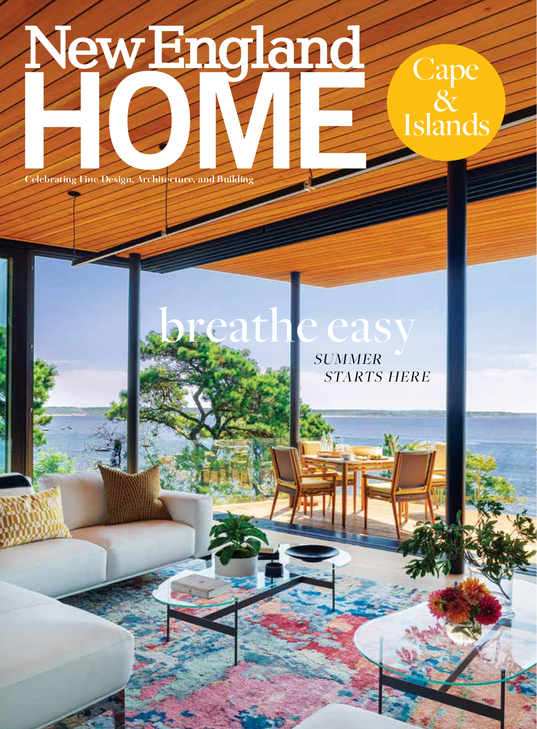# New England HOME

Celebrating Fine Design, Architecture, and Building

Cape & Islands

## breathe easy

*SUMMER STARTS HERE*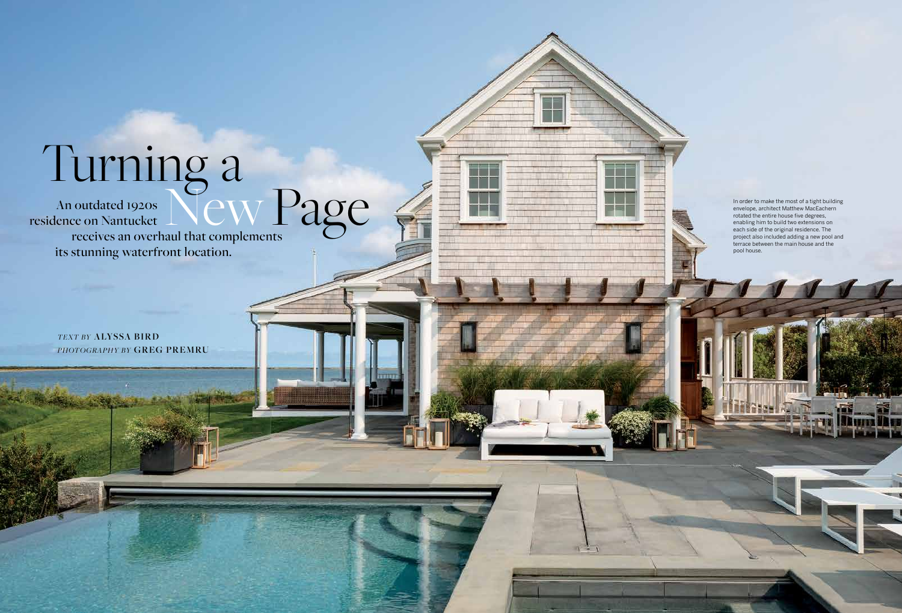# Turning a New Page

An outdated 1920s residence on Nantucket receives an overhaul that complements its stunning waterfront location.

*TEXT BY* ALYSSA BIRD
*PHOTOGRAPHY BY* GREG PREMRU

In order to make the most of a tight building envelope, architect Matthew MacEachern rotated the entire house five degrees, enabling him to build two extensions on each side of the original residence. The project also included adding a new pool and terrace between the main house and the pool house.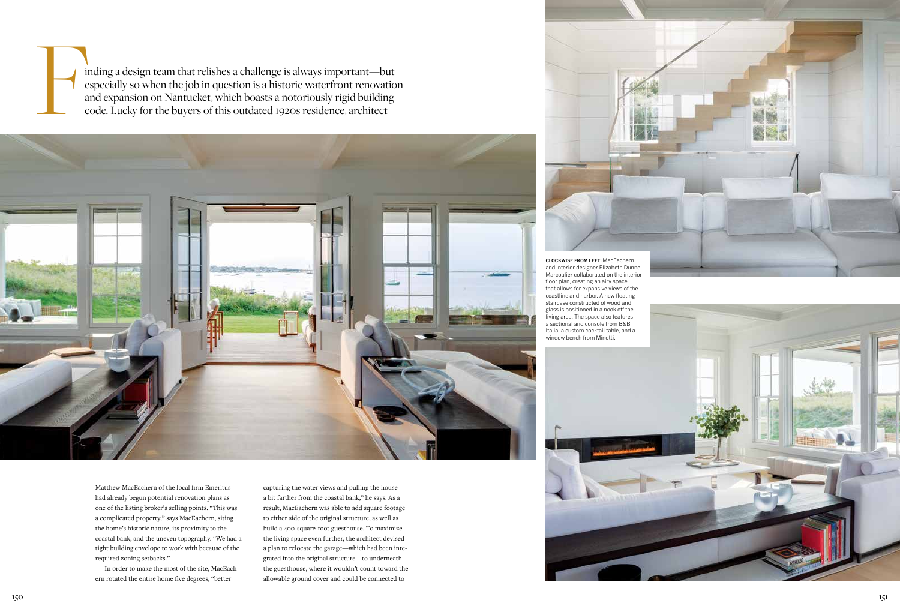Finding a design team that relishes a challenge is always important—but especially so when the job in question is a historic waterfront renovation and expansion on Nantucket, which boasts a notoriously rigid building code. Lucky for the buyers of this outdated 1920s residence, architect Matthew MacEachern of the local firm Emeritus had already begun potential renovation plans as one of the listing broker's selling points. "This was a complicated property," says MacEachern, siting the home's historic nature, its proximity to the coastal bank, and the uneven topography. "We had a tight building envelope to work with because of the required zoning setbacks."

In order to make the most of the site, MacEachern rotated the entire home five degrees, "better capturing the water views and pulling the house a bit farther from the coastal bank," he says. As a result, MacEachern was able to add square footage to either side of the original structure, as well as build a 400-square-foot guesthouse. To maximize the living space even further, the architect devised a plan to relocate the garage—which had been integrated into the original structure—to underneath the guesthouse, where it wouldn't count toward the allowable ground cover and could be connected to

**CLOCKWISE FROM LEFT:** MacEachern and interior designer Elizabeth Dunne Marcoulier collaborated on the interior floor plan, creating an airy space that allows for expansive views of the coastline and harbor. A new floating staircase constructed of wood and glass is positioned in a nook off the living area. The space also features a sectional and console from B&B Italia, a custom cocktail table, and a window bench from Minotti.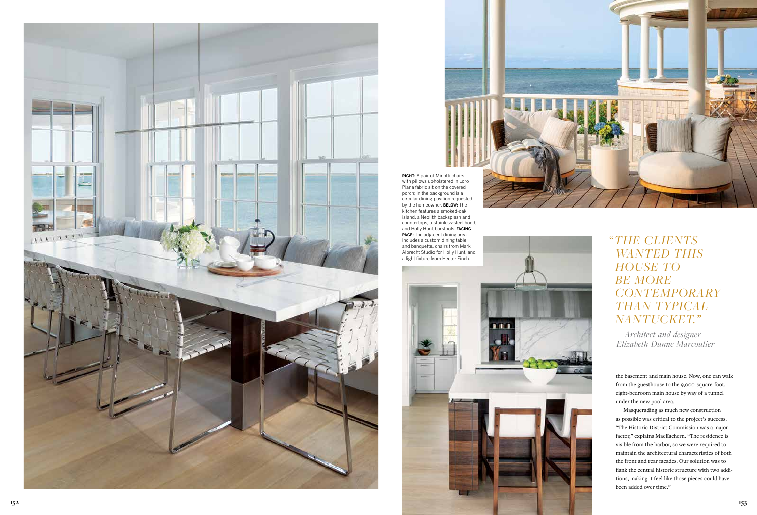**RIGHT:** A pair of Minotti chairs with pillows upholstered in Loro Piana fabric sit on the covered porch; in the background is a circular dining pavilion requested by the homeowner. **BELOW:** The kitchen features a smoked-oak island, a Neolith backsplash and countertops, a stainless-steel hood, and Holly Hunt barstools. **FACING PAGE:** The adjacent dining area includes a custom dining table and banquette, chairs from Mark Albrecht Studio for Holly Hunt, and a light fixture from Hector Finch.

> *"THE CLIENTS WANTED THIS HOUSE TO BE MORE CONTEMPORARY THAN TYPICAL NANTUCKET."*
>
> *—Architect and designer Elizabeth Dunne Marcoulier*

the basement and main house. Now, one can walk from the guesthouse to the 9,000-square-foot, eight-bedroom main house by way of a tunnel under the new pool area.

Masquerading as much new construction as possible was critical to the project's success. "The Historic District Commission was a major factor," explains MacEachern. "The residence is visible from the harbor, so we were required to maintain the architectural characteristics of both the front and rear facades. Our solution was to flank the central historic structure with two additions, making it feel like those pieces could have been added over time."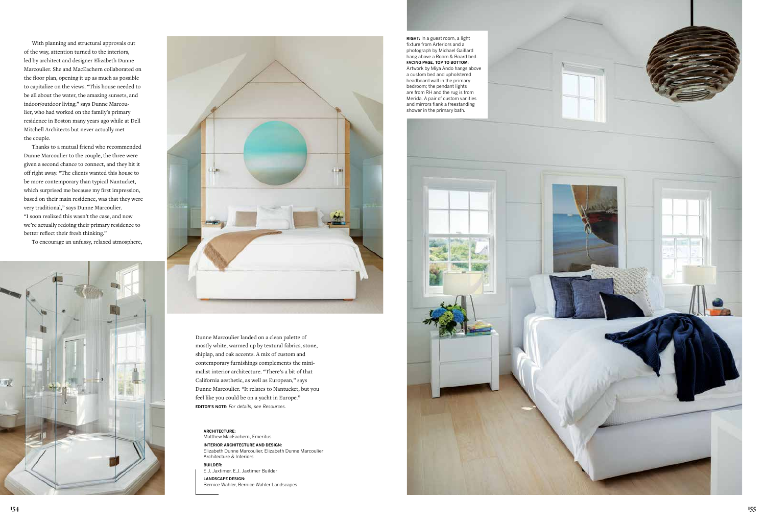With planning and structural approvals out of the way, attention turned to the interiors, led by architect and designer Elizabeth Dunne Marcoulier. She and MacEachern collaborated on the floor plan, opening it up as much as possible to capitalize on the views. "This house needed to be all about the water, the amazing sunsets, and indoor/outdoor living," says Dunne Marcoulier, who had worked on the family's primary residence in Boston many years ago while at Dell Mitchell Architects but never actually met the couple.

Thanks to a mutual friend who recommended Dunne Marcoulier to the couple, the three were given a second chance to connect, and they hit it off right away. "The clients wanted this house to be more contemporary than typical Nantucket, which surprised me because my first impression, based on their main residence, was that they were very traditional," says Dunne Marcoulier. "I soon realized this wasn't the case, and now we're actually redoing their primary residence to better reflect their fresh thinking."

To encourage an unfussy, relaxed atmosphere, Dunne Marcoulier landed on a clean palette of mostly white, warmed up by textural fabrics, stone, shiplap, and oak accents. A mix of custom and contemporary furnishings complements the minimalist interior architecture. "There's a bit of that California aesthetic, as well as European," says Dunne Marcoulier. "It relates to Nantucket, but you feel like you could be on a yacht in Europe."

**EDITOR'S NOTE:** *For details, see Resources.*

**ARCHITECTURE:**
Matthew MacEachern, Emeritus

**INTERIOR ARCHITECTURE AND DESIGN:**
Elizabeth Dunne Marcoulier, Elizabeth Dunne Marcoulier Architecture & Interiors

**BUILDER:**
E.J. Jaxtimer, E.J. Jaxtimer Builder

**LANDSCAPE DESIGN:**
Bernice Wahler, Bernice Wahler Landscapes

**RIGHT:** In a guest room, a light fixture from Arteriors and a photograph by Michael Gaillard hang above a Room & Board bed. **FACING PAGE, TOP TO BOTTOM:** Artwork by Miya Ando hangs above a custom bed and upholstered headboard wall in the primary bedroom; the pendant lights are from RH and the rug is from Merida. A pair of custom vanities and mirrors flank a freestanding shower in the primary bath.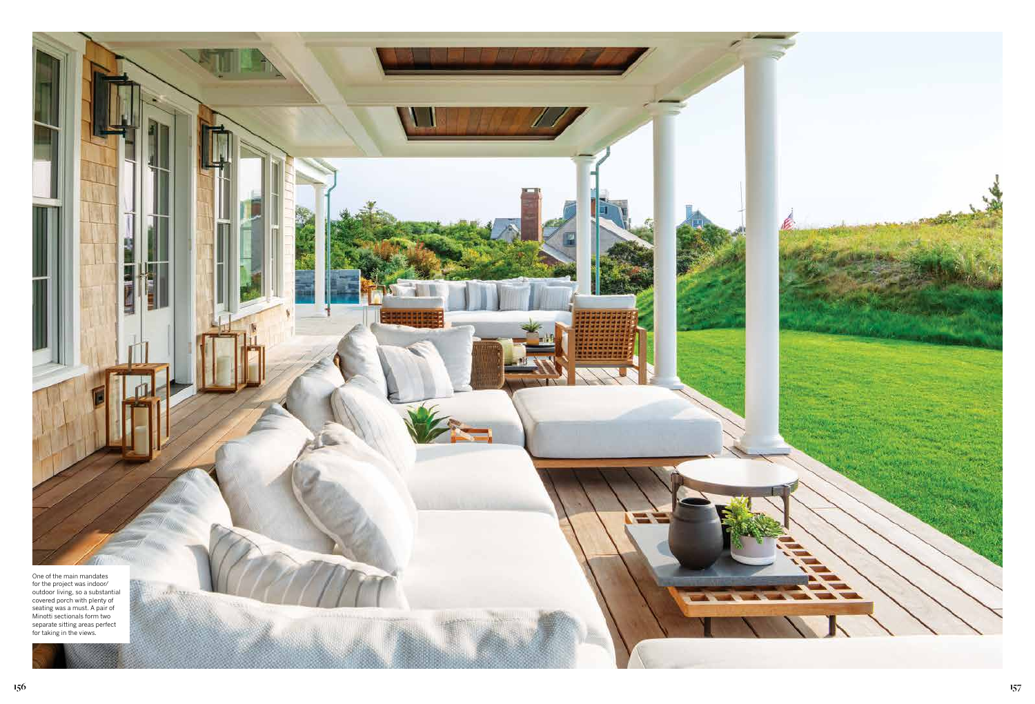One of the main mandates for the project was indoor/outdoor living, so a substantial covered porch with plenty of seating was a must. A pair of Minotti sectionals form two separate sitting areas perfect for taking in the views.